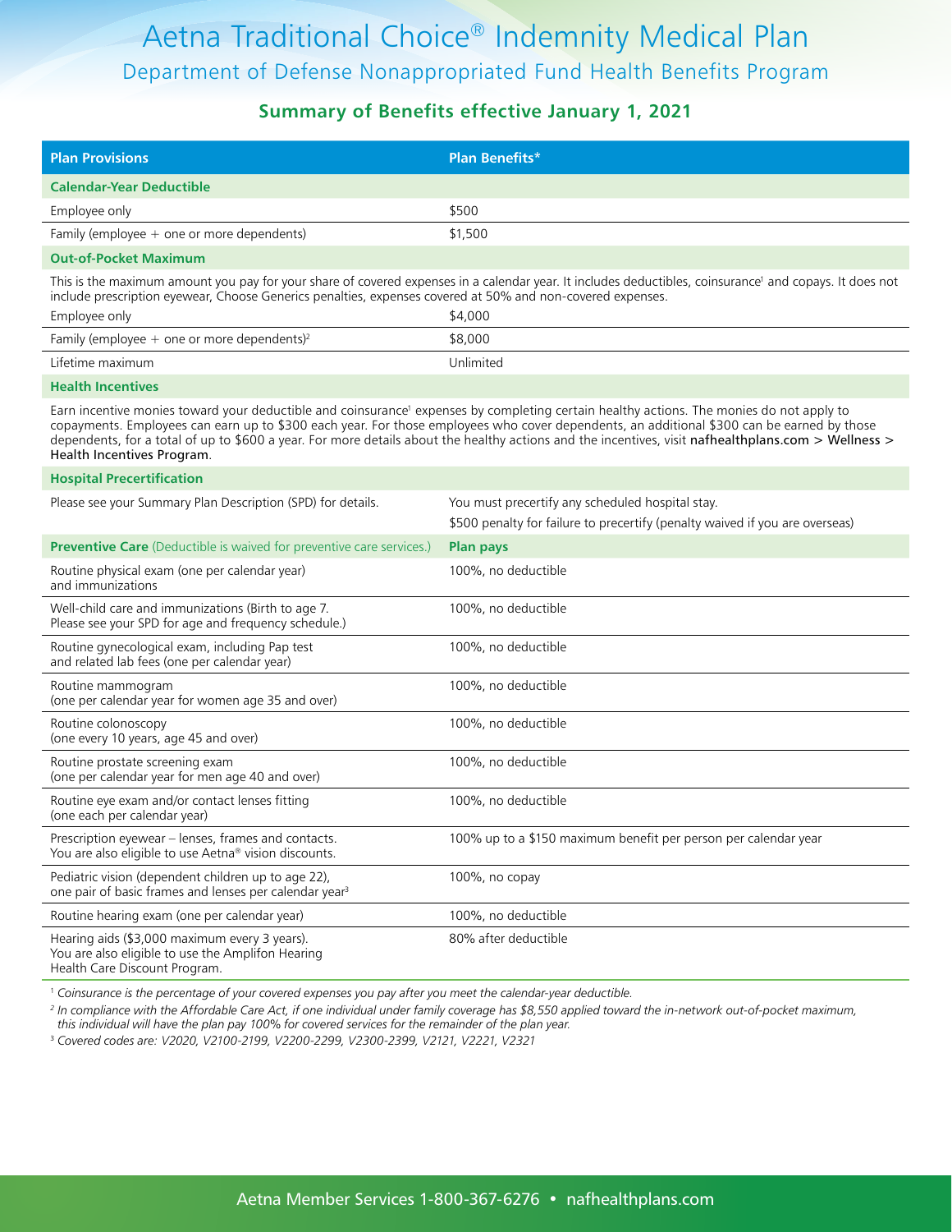# Aetna Traditional Choice® Indemnity Medical Plan

## Department of Defense Nonappropriated Fund Health Benefits Program

### Summary of Benefits effective January 1, 2021

| Plan Provisions | Plan Benefits* |
|---|---|
| **Calendar-Year Deductible** | |
| Employee only | $500 |
| Family (employee + one or more dependents) | $1,500 |
| **Out-of-Pocket Maximum** | |
| This is the maximum amount you pay for your share of covered expenses in a calendar year. It includes deductibles, coinsurance[1] and copays. It does not include prescription eyewear, Choose Generics penalties, expenses covered at 50% and non-covered expenses. | |
| Employee only | $4,000 |
| Family (employee + one or more dependents)[2] | $8,000 |
| Lifetime maximum | Unlimited |
| **Health Incentives** | |
| Earn incentive monies toward your deductible and coinsurance[1] expenses by completing certain healthy actions. The monies do not apply to copayments. Employees can earn up to $300 each year. For those employees who cover dependents, an additional $300 can be earned by those dependents, for a total of up to $600 a year. For more details about the healthy actions and the incentives, visit nafhealthplans.com > Wellness > Health Incentives Program. | |
| **Hospital Precertification** | |
| Please see your Summary Plan Description (SPD) for details. | You must precertify any scheduled hospital stay.<br>$500 penalty for failure to precertify (penalty waived if you are overseas) |
| **Preventive Care** (Deductible is waived for preventive care services.) | **Plan pays** |
| Routine physical exam (one per calendar year) and immunizations | 100%, no deductible |
| Well-child care and immunizations (Birth to age 7. Please see your SPD for age and frequency schedule.) | 100%, no deductible |
| Routine gynecological exam, including Pap test and related lab fees (one per calendar year) | 100%, no deductible |
| Routine mammogram (one per calendar year for women age 35 and over) | 100%, no deductible |
| Routine colonoscopy (one every 10 years, age 45 and over) | 100%, no deductible |
| Routine prostate screening exam (one per calendar year for men age 40 and over) | 100%, no deductible |
| Routine eye exam and/or contact lenses fitting (one each per calendar year) | 100%, no deductible |
| Prescription eyewear – lenses, frames and contacts. You are also eligible to use Aetna® vision discounts. | 100% up to a $150 maximum benefit per person per calendar year |
| Pediatric vision (dependent children up to age 22), one pair of basic frames and lenses per calendar year[3] | 100%, no copay |
| Routine hearing exam (one per calendar year) | 100%, no deductible |
| Hearing aids ($3,000 maximum every 3 years). You are also eligible to use the Amplifon Hearing Health Care Discount Program. | 80% after deductible |

[1] *Coinsurance is the percentage of your covered expenses you pay after you meet the calendar-year deductible.*

[2] *In compliance with the Affordable Care Act, if one individual under family coverage has $8,550 applied toward the in-network out-of-pocket maximum, this individual will have the plan pay 100% for covered services for the remainder of the plan year.*

[3] *Covered codes are: V2020, V2100-2199, V2200-2299, V2300-2399, V2121, V2221, V2321*

Aetna Member Services 1-800-367-6276 • nafhealthplans.com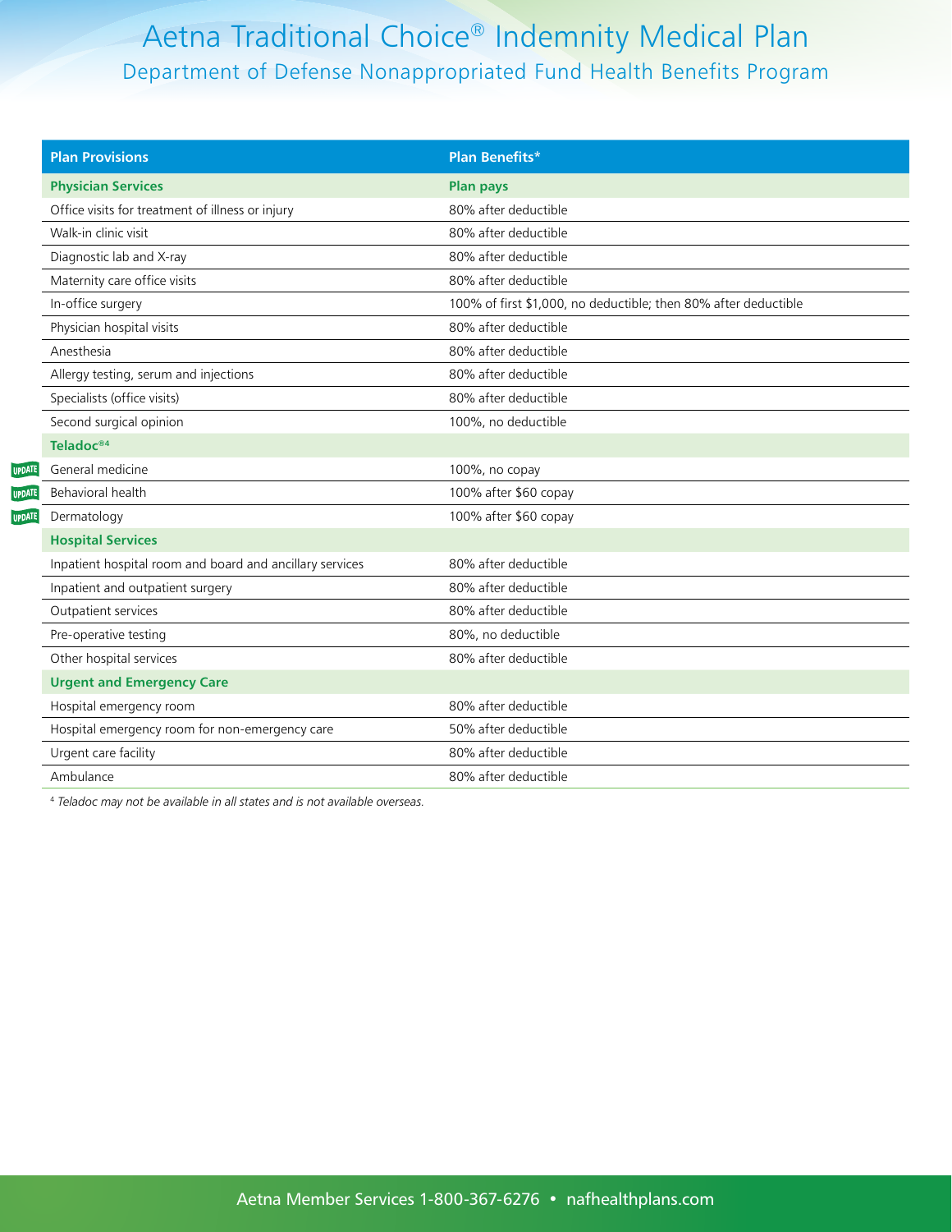# Aetna Traditional Choice® Indemnity Medical Plan

## Department of Defense Nonappropriated Fund Health Benefits Program

| Plan Provisions | Plan Benefits* |
|---|---|
| **Physician Services** | **Plan pays** |
| Office visits for treatment of illness or injury | 80% after deductible |
| Walk-in clinic visit | 80% after deductible |
| Diagnostic lab and X-ray | 80% after deductible |
| Maternity care office visits | 80% after deductible |
| In-office surgery | 100% of first $1,000, no deductible; then 80% after deductible |
| Physician hospital visits | 80% after deductible |
| Anesthesia | 80% after deductible |
| Allergy testing, serum and injections | 80% after deductible |
| Specialists (office visits) | 80% after deductible |
| Second surgical opinion | 100%, no deductible |
| **Teladoc®[4]** | |
| UPDATE General medicine | 100%, no copay |
| UPDATE Behavioral health | 100% after $60 copay |
| UPDATE Dermatology | 100% after $60 copay |
| **Hospital Services** | |
| Inpatient hospital room and board and ancillary services | 80% after deductible |
| Inpatient and outpatient surgery | 80% after deductible |
| Outpatient services | 80% after deductible |
| Pre-operative testing | 80%, no deductible |
| Other hospital services | 80% after deductible |
| **Urgent and Emergency Care** | |
| Hospital emergency room | 80% after deductible |
| Hospital emergency room for non-emergency care | 50% after deductible |
| Urgent care facility | 80% after deductible |
| Ambulance | 80% after deductible |

[4] *Teladoc may not be available in all states and is not available overseas.*

Aetna Member Services 1-800-367-6276 • nafhealthplans.com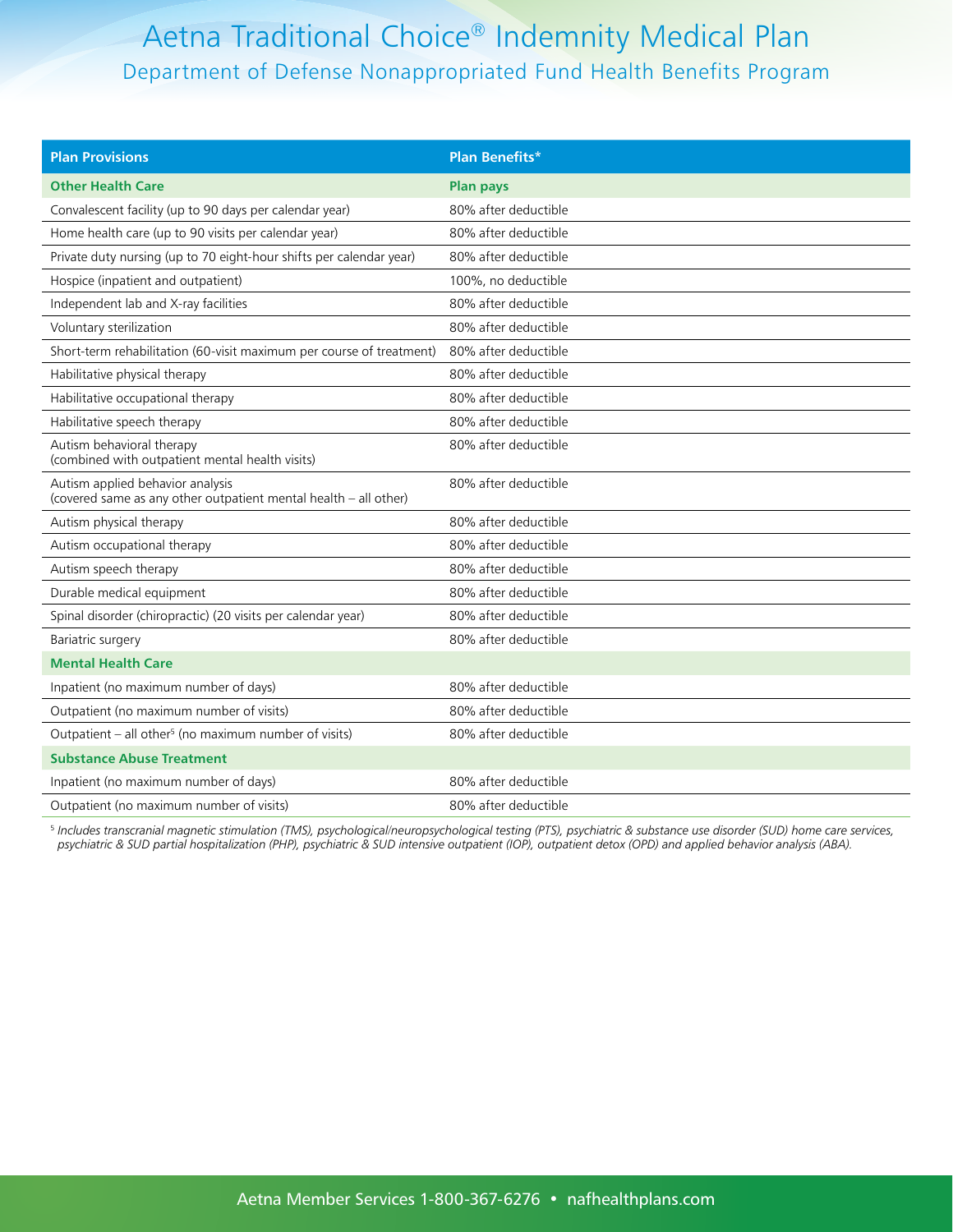# Aetna Traditional Choice® Indemnity Medical Plan

## Department of Defense Nonappropriated Fund Health Benefits Program

| Plan Provisions | Plan Benefits* |
|---|---|
| **Other Health Care** | **Plan pays** |
| Convalescent facility (up to 90 days per calendar year) | 80% after deductible |
| Home health care (up to 90 visits per calendar year) | 80% after deductible |
| Private duty nursing (up to 70 eight-hour shifts per calendar year) | 80% after deductible |
| Hospice (inpatient and outpatient) | 100%, no deductible |
| Independent lab and X-ray facilities | 80% after deductible |
| Voluntary sterilization | 80% after deductible |
| Short-term rehabilitation (60-visit maximum per course of treatment) | 80% after deductible |
| Habilitative physical therapy | 80% after deductible |
| Habilitative occupational therapy | 80% after deductible |
| Habilitative speech therapy | 80% after deductible |
| Autism behavioral therapy (combined with outpatient mental health visits) | 80% after deductible |
| Autism applied behavior analysis (covered same as any other outpatient mental health – all other) | 80% after deductible |
| Autism physical therapy | 80% after deductible |
| Autism occupational therapy | 80% after deductible |
| Autism speech therapy | 80% after deductible |
| Durable medical equipment | 80% after deductible |
| Spinal disorder (chiropractic) (20 visits per calendar year) | 80% after deductible |
| Bariatric surgery | 80% after deductible |
| **Mental Health Care** | |
| Inpatient (no maximum number of days) | 80% after deductible |
| Outpatient (no maximum number of visits) | 80% after deductible |
| Outpatient – all other[5] (no maximum number of visits) | 80% after deductible |
| **Substance Abuse Treatment** | |
| Inpatient (no maximum number of days) | 80% after deductible |
| Outpatient (no maximum number of visits) | 80% after deductible |

[5] *Includes transcranial magnetic stimulation (TMS), psychological/neuropsychological testing (PTS), psychiatric & substance use disorder (SUD) home care services, psychiatric & SUD partial hospitalization (PHP), psychiatric & SUD intensive outpatient (IOP), outpatient detox (OPD) and applied behavior analysis (ABA).*

Aetna Member Services 1-800-367-6276 • nafhealthplans.com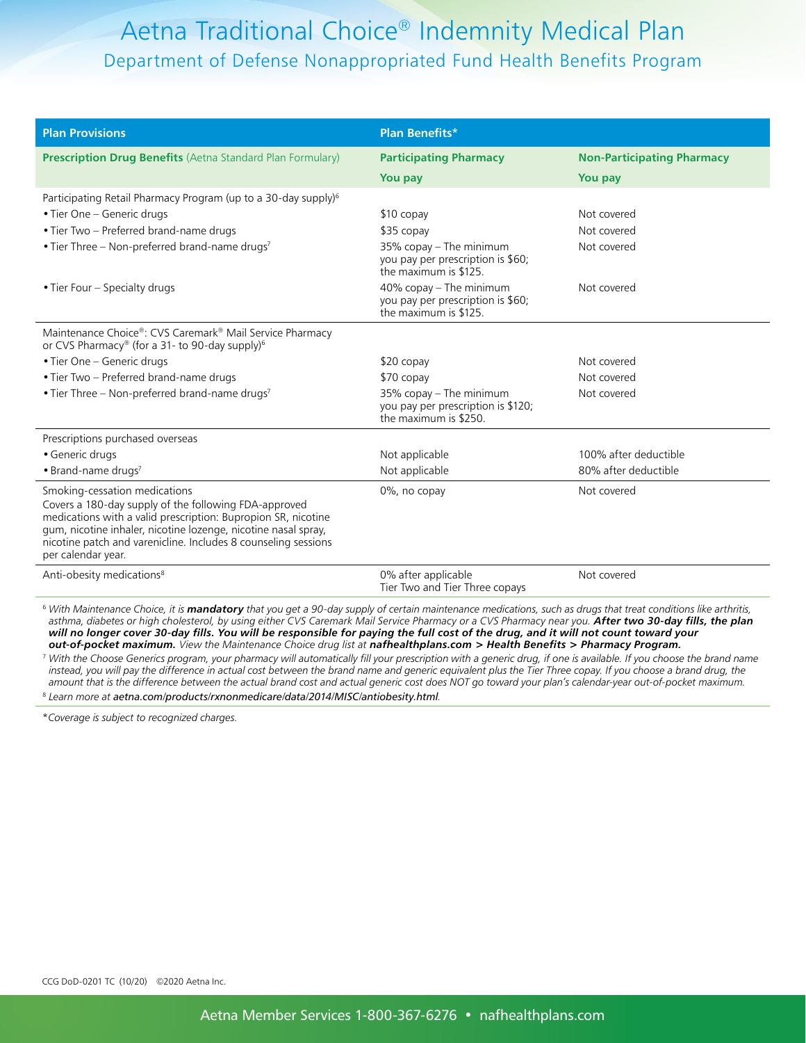# Aetna Traditional Choice® Indemnity Medical Plan

## Department of Defense Nonappropriated Fund Health Benefits Program

| Plan Provisions | Plan Benefits* | |
|---|---|---|
| **Prescription Drug Benefits** (Aetna Standard Plan Formulary) | **Participating Pharmacy** **You pay** | **Non-Participating Pharmacy** **You pay** |
| Participating Retail Pharmacy Program (up to a 30-day supply)[6] | | |
| • Tier One – Generic drugs | $10 copay | Not covered |
| • Tier Two – Preferred brand-name drugs | $35 copay | Not covered |
| • Tier Three – Non-preferred brand-name drugs[7] | 35% copay – The minimum you pay per prescription is $60; the maximum is $125. | Not covered |
| • Tier Four – Specialty drugs | 40% copay – The minimum you pay per prescription is $60; the maximum is $125. | Not covered |
| Maintenance Choice®: CVS Caremark® Mail Service Pharmacy or CVS Pharmacy® (for a 31- to 90-day supply)[6] | | |
| • Tier One – Generic drugs | $20 copay | Not covered |
| • Tier Two – Preferred brand-name drugs | $70 copay | Not covered |
| • Tier Three – Non-preferred brand-name drugs[7] | 35% copay – The minimum you pay per prescription is $120; the maximum is $250. | Not covered |
| Prescriptions purchased overseas | | |
| • Generic drugs | Not applicable | 100% after deductible |
| • Brand-name drugs[7] | Not applicable | 80% after deductible |
| Smoking-cessation medications Covers a 180-day supply of the following FDA-approved medications with a valid prescription: Bupropion SR, nicotine gum, nicotine inhaler, nicotine lozenge, nicotine nasal spray, nicotine patch and varenicline. Includes 8 counseling sessions per calendar year. | 0%, no copay | Not covered |
| Anti-obesity medications[8] | 0% after applicable Tier Two and Tier Three copays | Not covered |

[6] *With Maintenance Choice, it is **mandatory** that you get a 90-day supply of certain maintenance medications, such as drugs that treat conditions like arthritis, asthma, diabetes or high cholesterol, by using either CVS Caremark Mail Service Pharmacy or a CVS Pharmacy near you. **After two 30-day fills, the plan will no longer cover 30-day fills. You will be responsible for paying the full cost of the drug, and it will not count toward your out-of-pocket maximum.** View the Maintenance Choice drug list at **nafhealthplans.com > Health Benefits > Pharmacy Program.***

[7] *With the Choose Generics program, your pharmacy will automatically fill your prescription with a generic drug, if one is available. If you choose the brand name instead, you will pay the difference in actual cost between the brand name and generic equivalent plus the Tier Three copay. If you choose a brand drug, the amount that is the difference between the actual brand cost and actual generic cost does NOT go toward your plan's calendar-year out-of-pocket maximum.*

[8] *Learn more at **aetna.com/products/rxnonmedicare/data/2014/MISC/antiobesity.html**.*

**Coverage is subject to recognized charges.*

CCG DoD-0201 TC (10/20) ©2020 Aetna Inc.

Aetna Member Services 1-800-367-6276 • nafhealthplans.com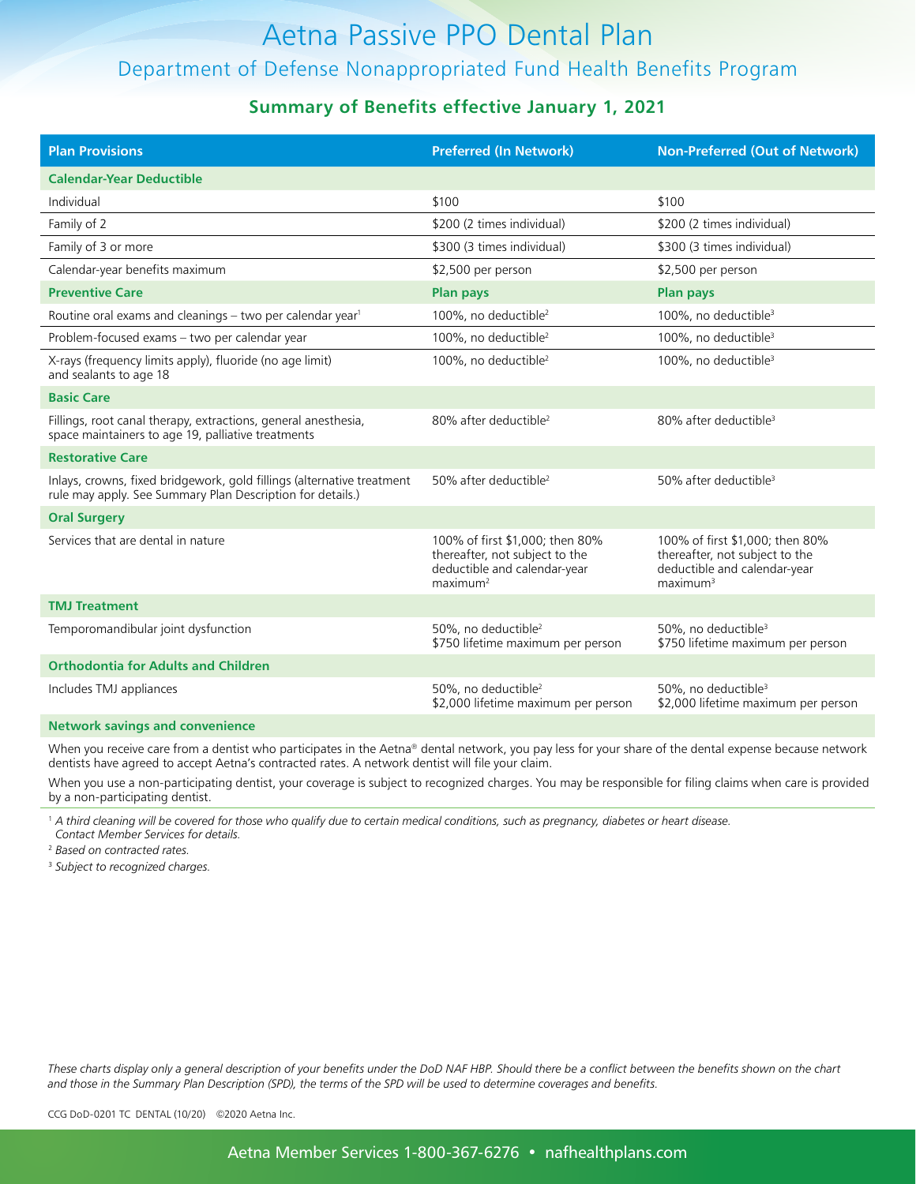# Aetna Passive PPO Dental Plan

## Department of Defense Nonappropriated Fund Health Benefits Program

### Summary of Benefits effective January 1, 2021

| Plan Provisions | Preferred (In Network) | Non-Preferred (Out of Network) |
|---|---|---|
| **Calendar-Year Deductible** | | |
| Individual | $100 | $100 |
| Family of 2 | $200 (2 times individual) | $200 (2 times individual) |
| Family of 3 or more | $300 (3 times individual) | $300 (3 times individual) |
| Calendar-year benefits maximum | $2,500 per person | $2,500 per person |
| **Preventive Care** | **Plan pays** | **Plan pays** |
| Routine oral exams and cleanings – two per calendar year[1] | 100%, no deductible[2] | 100%, no deductible[3] |
| Problem-focused exams – two per calendar year | 100%, no deductible[2] | 100%, no deductible[3] |
| X-rays (frequency limits apply), fluoride (no age limit) and sealants to age 18 | 100%, no deductible[2] | 100%, no deductible[3] |
| **Basic Care** | | |
| Fillings, root canal therapy, extractions, general anesthesia, space maintainers to age 19, palliative treatments | 80% after deductible[2] | 80% after deductible[3] |
| **Restorative Care** | | |
| Inlays, crowns, fixed bridgework, gold fillings (alternative treatment rule may apply. See Summary Plan Description for details.) | 50% after deductible[2] | 50% after deductible[3] |
| **Oral Surgery** | | |
| Services that are dental in nature | 100% of first $1,000; then 80% thereafter, not subject to the deductible and calendar-year maximum[2] | 100% of first $1,000; then 80% thereafter, not subject to the deductible and calendar-year maximum[3] |
| **TMJ Treatment** | | |
| Temporomandibular joint dysfunction | 50%, no deductible[2] $750 lifetime maximum per person | 50%, no deductible[3] $750 lifetime maximum per person |
| **Orthodontia for Adults and Children** | | |
| Includes TMJ appliances | 50%, no deductible[2] $2,000 lifetime maximum per person | 50%, no deductible[3] $2,000 lifetime maximum per person |

**Network savings and convenience**

When you receive care from a dentist who participates in the Aetna® dental network, you pay less for your share of the dental expense because network dentists have agreed to accept Aetna's contracted rates. A network dentist will file your claim.

When you use a non-participating dentist, your coverage is subject to recognized charges. You may be responsible for filing claims when care is provided by a non-participating dentist.

[1] *A third cleaning will be covered for those who qualify due to certain medical conditions, such as pregnancy, diabetes or heart disease. Contact Member Services for details.*

[2] *Based on contracted rates.*

[3] *Subject to recognized charges.*

*These charts display only a general description of your benefits under the DoD NAF HBP. Should there be a conflict between the benefits shown on the chart and those in the Summary Plan Description (SPD), the terms of the SPD will be used to determine coverages and benefits.*

CCG DoD-0201 TC DENTAL (10/20) ©2020 Aetna Inc.

Aetna Member Services 1-800-367-6276 • nafhealthplans.com